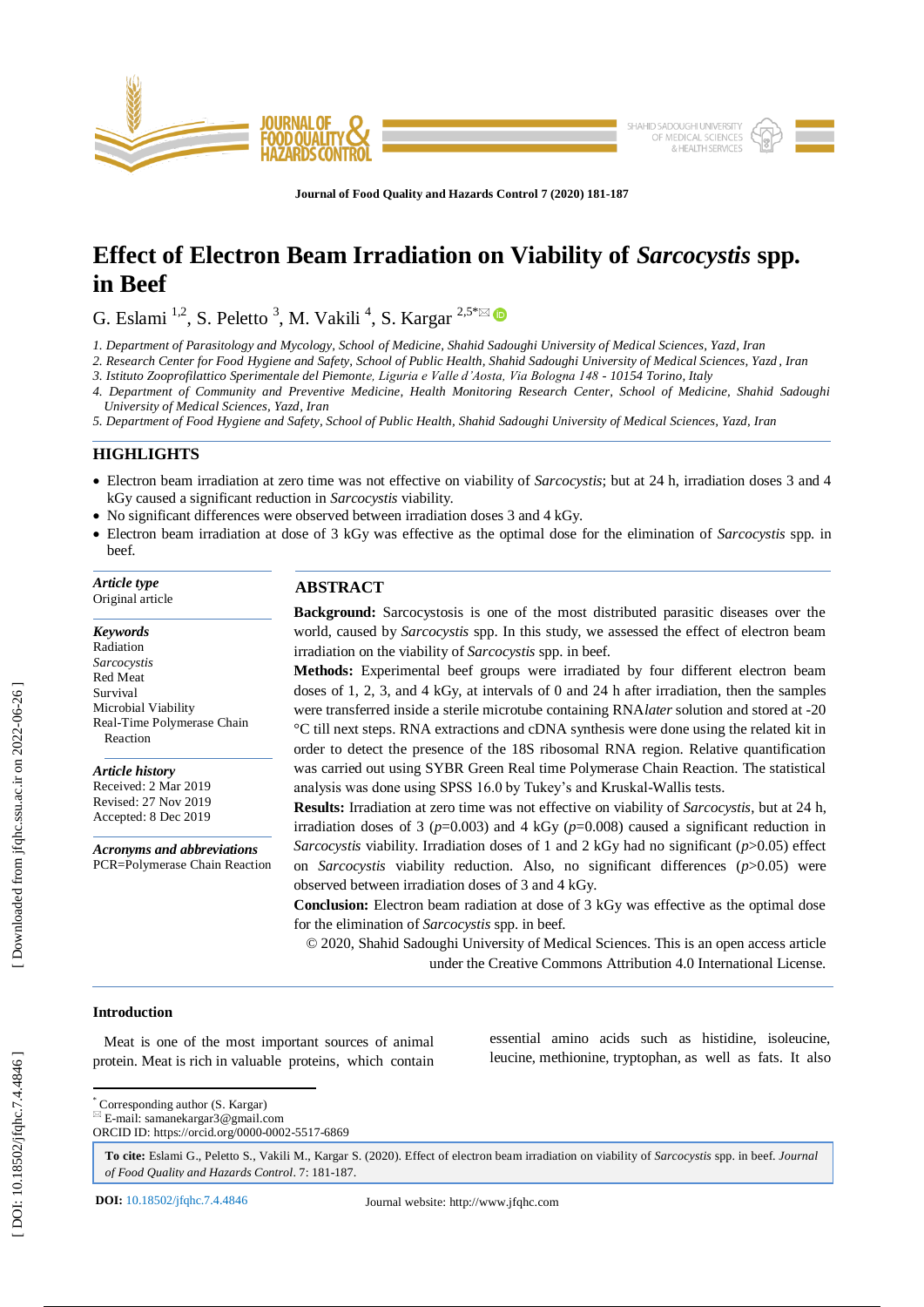# Effect of Electron Beam Irradiation on Viability of *Sarcocystis* spp. in Beef

G. Eslami [1,2], S. Peletto [3], M. Vakili [4], S. Kargar [2,5*]

1. Department of Parasitology and Mycology, School of Medicine, Shahid Sadoughi University of Medical Sciences, Yazd, Iran
2. Research Center for Food Hygiene and Safety, School of Public Health, Shahid Sadoughi University of Medical Sciences, Yazd, Iran
3. Istituto Zooprofilattico Sperimentale del Piemonte, Liguria e Valle d'Aosta, Via Bologna 148 - 10154 Torino, Italy
4. Department of Community and Preventive Medicine, Health Monitoring Research Center, School of Medicine, Shahid Sadoughi University of Medical Sciences, Yazd, Iran
5. Department of Food Hygiene and Safety, School of Public Health, Shahid Sadoughi University of Medical Sciences, Yazd, Iran

## HIGHLIGHTS

- Electron beam irradiation at zero time was not effective on viability of *Sarcocystis*; but at 24 h, irradiation doses 3 and 4 kGy caused a significant reduction in *Sarcocystis* viability.
- No significant differences were observed between irradiation doses 3 and 4 kGy.
- Electron beam irradiation at dose of 3 kGy was effective as the optimal dose for the elimination of *Sarcocystis* spp. in beef.

***Article type***
Original article

***Keywords***
Radiation
*Sarcocystis*
Red Meat
Survival
Microbial Viability
Real-Time Polymerase Chain Reaction

***Article history***
Received: 2 Mar 2019
Revised: 27 Nov 2019
Accepted: 8 Dec 2019

***Acronyms and abbreviations***
PCR=Polymerase Chain Reaction

## ABSTRACT

**Background:** Sarcocystosis is one of the most distributed parasitic diseases over the world, caused by *Sarcocystis* spp. In this study, we assessed the effect of electron beam irradiation on the viability of *Sarcocystis* spp. in beef.

**Methods:** Experimental beef groups were irradiated by four different electron beam doses of 1, 2, 3, and 4 kGy, at intervals of 0 and 24 h after irradiation, then the samples were transferred inside a sterile microtube containing RNA*later* solution and stored at -20 °C till next steps. RNA extractions and cDNA synthesis were done using the related kit in order to detect the presence of the 18S ribosomal RNA region. Relative quantification was carried out using SYBR Green Real time Polymerase Chain Reaction. The statistical analysis was done using SPSS 16.0 by Tukey's and Kruskal-Wallis tests.

**Results:** Irradiation at zero time was not effective on viability of *Sarcocystis*, but at 24 h, irradiation doses of 3 ($p$=0.003) and 4 kGy ($p$=0.008) caused a significant reduction in *Sarcocystis* viability. Irradiation doses of 1 and 2 kGy had no significant ($p$>0.05) effect on *Sarcocystis* viability reduction. Also, no significant differences ($p$>0.05) were observed between irradiation doses of 3 and 4 kGy.

**Conclusion:** Electron beam radiation at dose of 3 kGy was effective as the optimal dose for the elimination of *Sarcocystis* spp. in beef.

© 2020, Shahid Sadoughi University of Medical Sciences. This is an open access article under the Creative Commons Attribution 4.0 International License.

## Introduction

Meat is one of the most important sources of animal protein. Meat is rich in valuable proteins, which contain essential amino acids such as histidine, isoleucine, leucine, methionine, tryptophan, as well as fats. It also

---

* Corresponding author (S. Kargar)
E-mail: samanekargar3@gmail.com
ORCID ID: https://orcid.org/0000-0002-5517-6869

**To cite:** Eslami G., Peletto S., Vakili M., Kargar S. (2020). Effect of electron beam irradiation on viability of *Sarcocystis* spp. in beef. *Journal of Food Quality and Hazards Control*. 7: 181-187.

**DOI:** 10.18502/jfqhc.7.4.4846 Journal website: http://www.jfqhc.com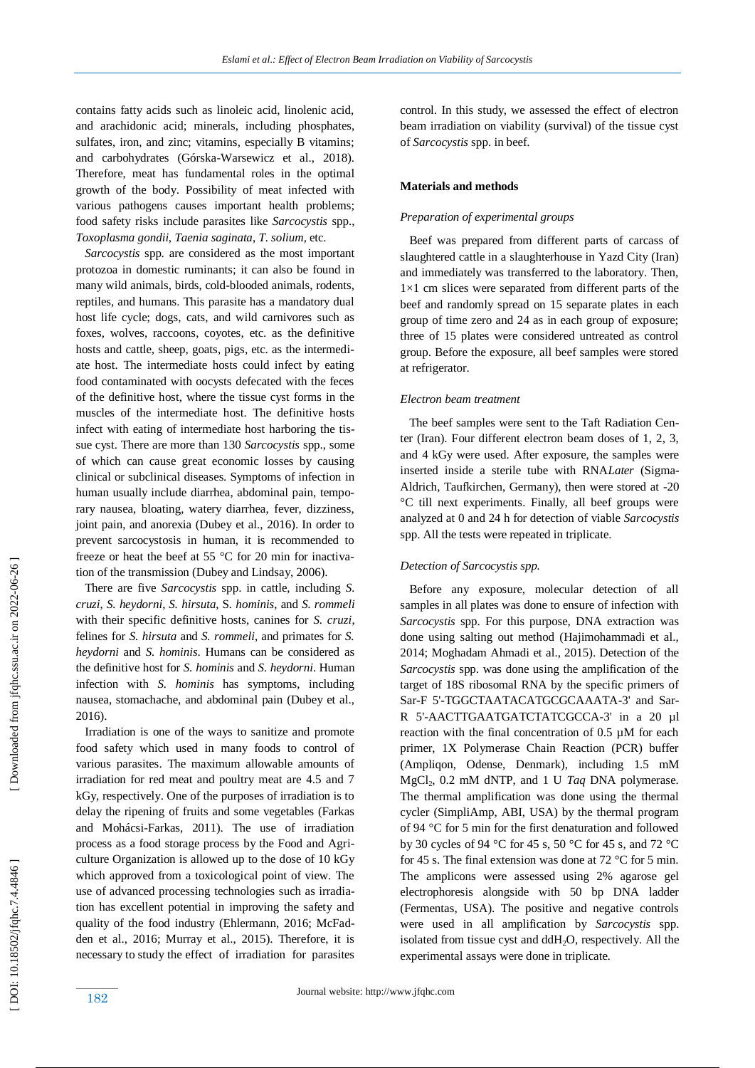contains fatty acids such as linoleic acid, linolenic acid, and arachidonic acid; minerals, including phosphates, sulfates, iron, and zinc; vitamins, especially B vitamins; and carbohydrates (Górska-Warsewicz et al., 2018). Therefore, meat has fundamental roles in the optimal growth of the body. Possibility of meat infected with various pathogens causes important health problems; food safety risks include parasites like *Sarcocystis* spp., *Toxoplasma gondii*, *Taenia saginata*, *T. solium*, etc.

*Sarcocystis* spp. are considered as the most important protozoa in domestic ruminants; it can also be found in many wild animals, birds, cold-blooded animals, rodents, reptiles, and humans. This parasite has a mandatory dual host life cycle; dogs, cats, and wild carnivores such as foxes, wolves, raccoons, coyotes, etc. as the definitive hosts and cattle, sheep, goats, pigs, etc. as the intermediate host. The intermediate hosts could infect by eating food contaminated with oocysts defecated with the feces of the definitive host, where the tissue cyst forms in the muscles of the intermediate host. The definitive hosts infect with eating of intermediate host harboring the tissue cyst. There are more than 130 *Sarcocystis* spp., some of which can cause great economic losses by causing clinical or subclinical diseases. Symptoms of infection in human usually include diarrhea, abdominal pain, temporary nausea, bloating, watery diarrhea, fever, dizziness, joint pain, and anorexia (Dubey et al., 2016). In order to prevent sarcocystosis in human, it is recommended to freeze or heat the beef at 55 °C for 20 min for inactivation of the transmission (Dubey and Lindsay, 2006).

There are five *Sarcocystis* spp. in cattle, including *S. cruzi*, *S. heydorni*, *S. hirsuta*, S. *hominis*, and *S. rommeli* with their specific definitive hosts, canines for *S. cruzi*, felines for *S. hirsuta* and *S. rommeli*, and primates for *S. heydorni* and *S. hominis*. Humans can be considered as the definitive host for *S. hominis* and *S. heydorni*. Human infection with *S. hominis* has symptoms, including nausea, stomachache, and abdominal pain (Dubey et al., 2016).

Irradiation is one of the ways to sanitize and promote food safety which used in many foods to control of various parasites. The maximum allowable amounts of irradiation for red meat and poultry meat are 4.5 and 7 kGy, respectively. One of the purposes of irradiation is to delay the ripening of fruits and some vegetables (Farkas and Mohácsi-Farkas, 2011). The use of irradiation process as a food storage process by the Food and Agriculture Organization is allowed up to the dose of 10 kGy which approved from a toxicological point of view. The use of advanced processing technologies such as irradiation has excellent potential in improving the safety and quality of the food industry (Ehlermann, 2016; McFadden et al., 2016; Murray et al., 2015). Therefore, it is necessary to study the effect of irradiation for parasites control. In this study, we assessed the effect of electron beam irradiation on viability (survival) of the tissue cyst of *Sarcocystis* spp. in beef.

## Materials and methods

### *Preparation of experimental groups*

Beef was prepared from different parts of carcass of slaughtered cattle in a slaughterhouse in Yazd City (Iran) and immediately was transferred to the laboratory. Then, 1×1 cm slices were separated from different parts of the beef and randomly spread on 15 separate plates in each group of time zero and 24 as in each group of exposure; three of 15 plates were considered untreated as control group. Before the exposure, all beef samples were stored at refrigerator.

### *Electron beam treatment*

The beef samples were sent to the Taft Radiation Center (Iran). Four different electron beam doses of 1, 2, 3, and 4 kGy were used. After exposure, the samples were inserted inside a sterile tube with RNA*Later* (Sigma-Aldrich, Taufkirchen, Germany), then were stored at -20 °C till next experiments. Finally, all beef groups were analyzed at 0 and 24 h for detection of viable *Sarcocystis* spp. All the tests were repeated in triplicate.

### *Detection of Sarcocystis spp.*

Before any exposure, molecular detection of all samples in all plates was done to ensure of infection with *Sarcocystis* spp. For this purpose, DNA extraction was done using salting out method (Hajimohammadi et al., 2014; Moghadam Ahmadi et al., 2015). Detection of the *Sarcocystis* spp. was done using the amplification of the target of 18S ribosomal RNA by the specific primers of Sar-F 5'-TGGCTAATACATGCGCAAATA-3' and Sar-R 5'-AACTTGAATGATCTATCGCCA-3' in a 20 µl reaction with the final concentration of 0.5 µM for each primer, 1X Polymerase Chain Reaction (PCR) buffer (Ampliqon, Odense, Denmark), including 1.5 mM $MgCl_2$, 0.2 mM dNTP, and 1 U *Taq* DNA polymerase. The thermal amplification was done using the thermal cycler (SimpliAmp, ABI, USA) by the thermal program of 94 °C for 5 min for the first denaturation and followed by 30 cycles of 94 °C for 45 s, 50 °C for 45 s, and 72 °C for 45 s. The final extension was done at 72 °C for 5 min. The amplicons were assessed using 2% agarose gel electrophoresis alongside with 50 bp DNA ladder (Fermentas, USA). The positive and negative controls were used in all amplification by *Sarcocystis* spp. isolated from tissue cyst and $ddH_2O$, respectively. All the experimental assays were done in triplicate.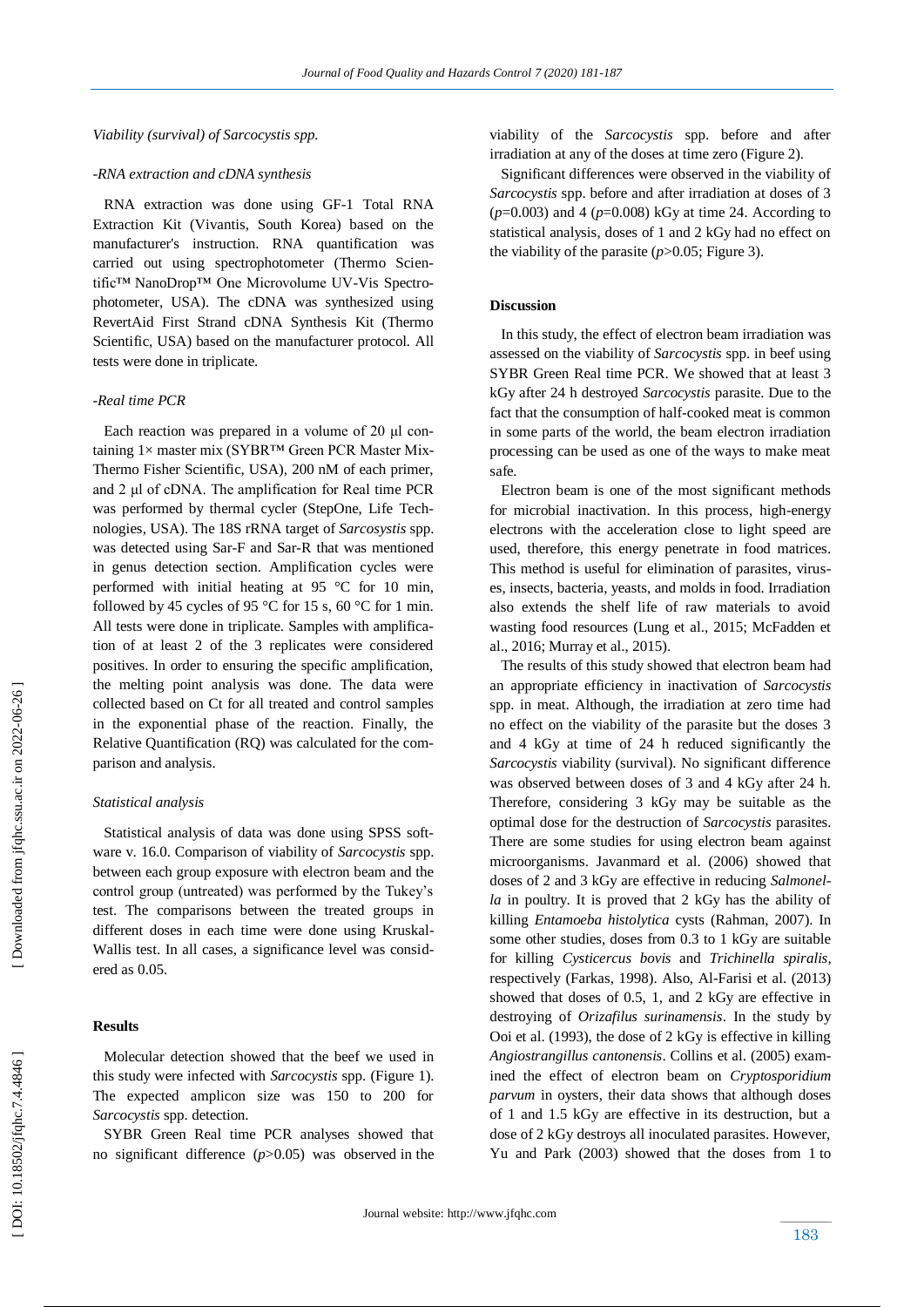*Viability (survival) of Sarcocystis spp.*

*-RNA extraction and cDNA synthesis*

RNA extraction was done using GF-1 Total RNA Extraction Kit (Vivantis, South Korea) based on the manufacturer's instruction. RNA quantification was carried out using spectrophotometer (Thermo Scientific™ NanoDrop™ One Microvolume UV-Vis Spectrophotometer, USA). The cDNA was synthesized using RevertAid First Strand cDNA Synthesis Kit (Thermo Scientific, USA) based on the manufacturer protocol. All tests were done in triplicate.

*-Real time PCR*

Each reaction was prepared in a volume of 20 µl containing 1× master mix (SYBR™ Green PCR Master Mix-Thermo Fisher Scientific, USA), 200 nM of each primer, and 2 µl of cDNA. The amplification for Real time PCR was performed by thermal cycler (StepOne, Life Technologies, USA). The 18S rRNA target of *Sarcosystis* spp. was detected using Sar-F and Sar-R that was mentioned in genus detection section. Amplification cycles were performed with initial heating at 95 °C for 10 min, followed by 45 cycles of 95 °C for 15 s, 60 °C for 1 min. All tests were done in triplicate. Samples with amplification of at least 2 of the 3 replicates were considered positives. In order to ensuring the specific amplification, the melting point analysis was done. The data were collected based on Ct for all treated and control samples in the exponential phase of the reaction. Finally, the Relative Quantification (RQ) was calculated for the comparison and analysis.

*Statistical analysis*

Statistical analysis of data was done using SPSS software v. 16.0. Comparison of viability of *Sarcocystis* spp. between each group exposure with electron beam and the control group (untreated) was performed by the Tukey's test. The comparisons between the treated groups in different doses in each time were done using Kruskal-Wallis test. In all cases, a significance level was considered as 0.05.

## Results

Molecular detection showed that the beef we used in this study were infected with *Sarcocystis* spp. (Figure 1). The expected amplicon size was 150 to 200 for *Sarcocystis* spp. detection.

SYBR Green Real time PCR analyses showed that no significant difference ($p$>0.05) was observed in the viability of the *Sarcocystis* spp. before and after irradiation at any of the doses at time zero (Figure 2).

Significant differences were observed in the viability of *Sarcocystis* spp. before and after irradiation at doses of 3 ($p$=0.003) and 4 ($p$=0.008) kGy at time 24. According to statistical analysis, doses of 1 and 2 kGy had no effect on the viability of the parasite ($p$>0.05; Figure 3).

## Discussion

In this study, the effect of electron beam irradiation was assessed on the viability of *Sarcocystis* spp. in beef using SYBR Green Real time PCR. We showed that at least 3 kGy after 24 h destroyed *Sarcocystis* parasite. Due to the fact that the consumption of half-cooked meat is common in some parts of the world, the beam electron irradiation processing can be used as one of the ways to make meat safe.

Electron beam is one of the most significant methods for microbial inactivation. In this process, high-energy electrons with the acceleration close to light speed are used, therefore, this energy penetrate in food matrices. This method is useful for elimination of parasites, viruses, insects, bacteria, yeasts, and molds in food. Irradiation also extends the shelf life of raw materials to avoid wasting food resources (Lung et al., 2015; McFadden et al., 2016; Murray et al., 2015).

The results of this study showed that electron beam had an appropriate efficiency in inactivation of *Sarcocystis* spp. in meat. Although, the irradiation at zero time had no effect on the viability of the parasite but the doses 3 and 4 kGy at time of 24 h reduced significantly the *Sarcocystis* viability (survival). No significant difference was observed between doses of 3 and 4 kGy after 24 h. Therefore, considering 3 kGy may be suitable as the optimal dose for the destruction of *Sarcocystis* parasites. There are some studies for using electron beam against microorganisms. Javanmard et al. (2006) showed that doses of 2 and 3 kGy are effective in reducing *Salmonella* in poultry. It is proved that 2 kGy has the ability of killing *Entamoeba histolytica* cysts (Rahman, 2007). In some other studies, doses from 0.3 to 1 kGy are suitable for killing *Cysticercus bovis* and *Trichinella spiralis*, respectively (Farkas, 1998). Also, Al-Farisi et al. (2013) showed that doses of 0.5, 1, and 2 kGy are effective in destroying of *Orizafilus surinamensis*. In the study by Ooi et al. (1993), the dose of 2 kGy is effective in killing *Angiostrangillus cantonensis*. Collins et al. (2005) examined the effect of electron beam on *Cryptosporidium parvum* in oysters, their data shows that although doses of 1 and 1.5 kGy are effective in its destruction, but a dose of 2 kGy destroys all inoculated parasites. However, Yu and Park (2003) showed that the doses from 1 to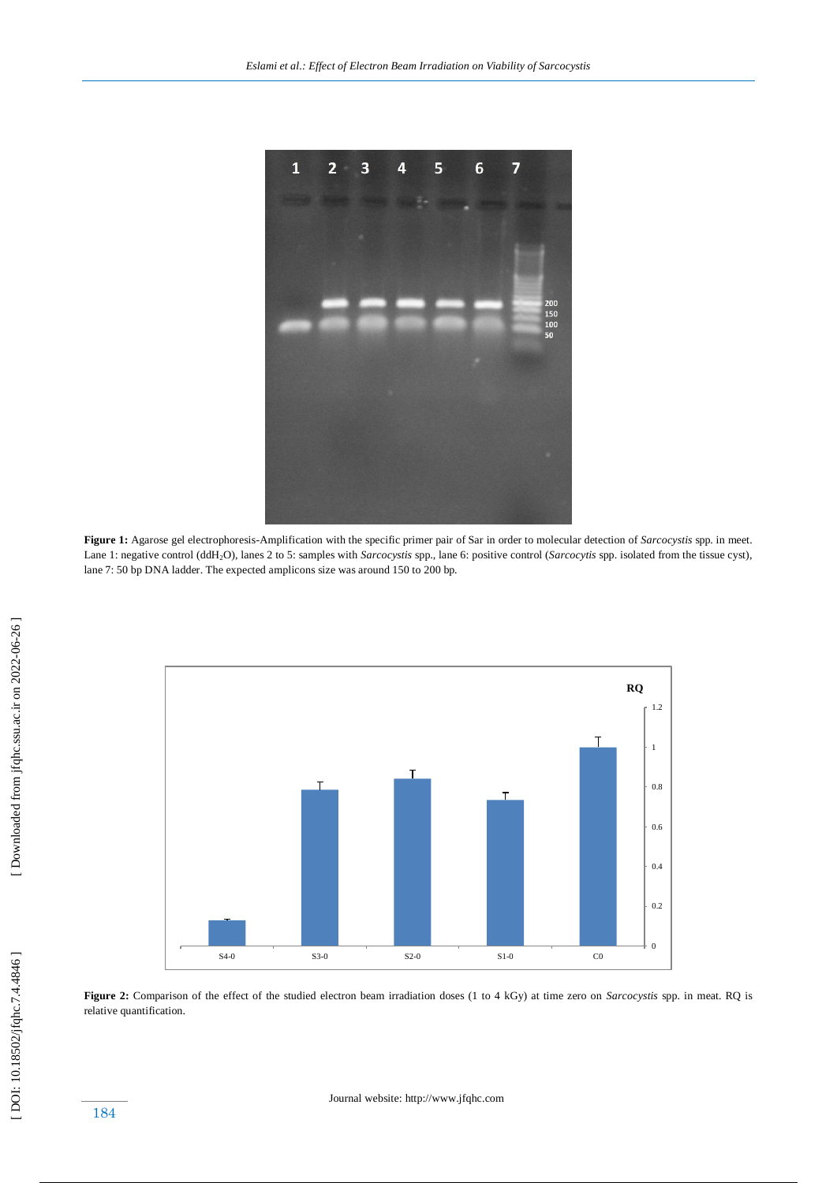**Figure 1:** Agarose gel electrophoresis-Amplification with the specific primer pair of Sar in order to molecular detection of *Sarcocystis* spp. in meet. Lane 1: negative control (ddH$_2$O), lanes 2 to 5: samples with *Sarcocystis* spp., lane 6: positive control (*Sarcocytis* spp. isolated from the tissue cyst), lane 7: 50 bp DNA ladder. The expected amplicons size was around 150 to 200 bp.

**Figure 2:** Comparison of the effect of the studied electron beam irradiation doses (1 to 4 kGy) at time zero on *Sarcocystis* spp. in meat. RQ is relative quantification.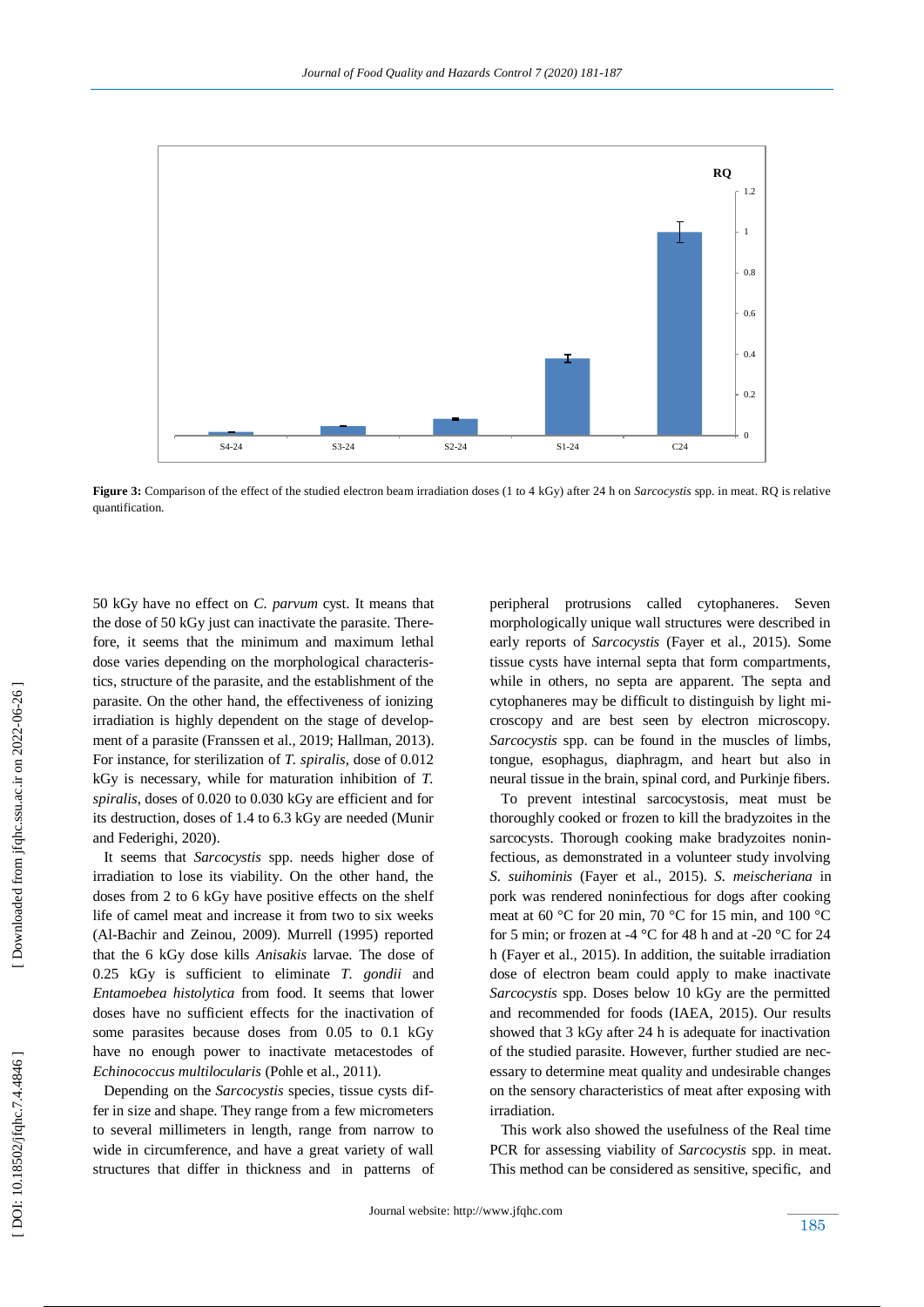**Figure 3:** Comparison of the effect of the studied electron beam irradiation doses (1 to 4 kGy) after 24 h on *Sarcocystis* spp. in meat. RQ is relative quantification.

50 kGy have no effect on *C. parvum* cyst. It means that the dose of 50 kGy just can inactivate the parasite. Therefore, it seems that the minimum and maximum lethal dose varies depending on the morphological characteristics, structure of the parasite, and the establishment of the parasite. On the other hand, the effectiveness of ionizing irradiation is highly dependent on the stage of development of a parasite (Franssen et al., 2019; Hallman, 2013). For instance, for sterilization of *T. spiralis*, dose of 0.012 kGy is necessary, while for maturation inhibition of *T. spiralis*, doses of 0.020 to 0.030 kGy are efficient and for its destruction, doses of 1.4 to 6.3 kGy are needed (Munir and Federighi, 2020).

It seems that *Sarcocystis* spp. needs higher dose of irradiation to lose its viability. On the other hand, the doses from 2 to 6 kGy have positive effects on the shelf life of camel meat and increase it from two to six weeks (Al-Bachir and Zeinou, 2009). Murrell (1995) reported that the 6 kGy dose kills *Anisakis* larvae. The dose of 0.25 kGy is sufficient to eliminate *T. gondii* and *Entamoebea histolytica* from food. It seems that lower doses have no sufficient effects for the inactivation of some parasites because doses from 0.05 to 0.1 kGy have no enough power to inactivate metacestodes of *Echinococcus multilocularis* (Pohle et al., 2011).

Depending on the *Sarcocystis* species, tissue cysts differ in size and shape. They range from a few micrometers to several millimeters in length, range from narrow to wide in circumference, and have a great variety of wall structures that differ in thickness and in patterns of peripheral protrusions called cytophaneres. Seven morphologically unique wall structures were described in early reports of *Sarcocystis* (Fayer et al., 2015). Some tissue cysts have internal septa that form compartments, while in others, no septa are apparent. The septa and cytophaneres may be difficult to distinguish by light microscopy and are best seen by electron microscopy. *Sarcocystis* spp. can be found in the muscles of limbs, tongue, esophagus, diaphragm, and heart but also in neural tissue in the brain, spinal cord, and Purkinje fibers.

To prevent intestinal sarcocystosis, meat must be thoroughly cooked or frozen to kill the bradyzoites in the sarcocysts. Thorough cooking make bradyzoites noninfectious, as demonstrated in a volunteer study involving *S. suihominis* (Fayer et al., 2015). *S. meischeriana* in pork was rendered noninfectious for dogs after cooking meat at 60 °C for 20 min, 70 °C for 15 min, and 100 °C for 5 min; or frozen at -4 °C for 48 h and at -20 °C for 24 h (Fayer et al., 2015). In addition, the suitable irradiation dose of electron beam could apply to make inactivate *Sarcocystis* spp. Doses below 10 kGy are the permitted and recommended for foods (IAEA, 2015). Our results showed that 3 kGy after 24 h is adequate for inactivation of the studied parasite. However, further studied are necessary to determine meat quality and undesirable changes on the sensory characteristics of meat after exposing with irradiation.

This work also showed the usefulness of the Real time PCR for assessing viability of *Sarcocystis* spp. in meat. This method can be considered as sensitive, specific, and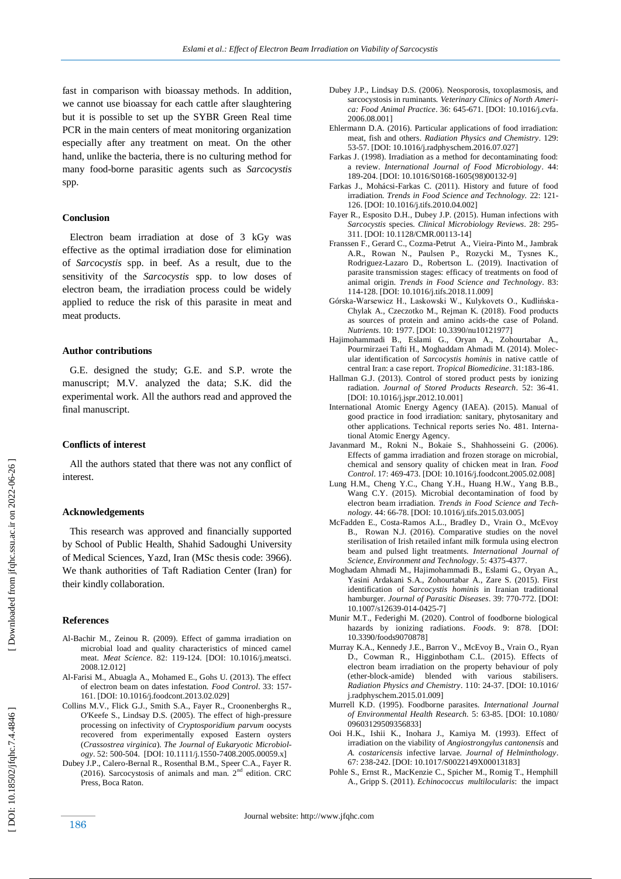fast in comparison with bioassay methods. In addition, we cannot use bioassay for each cattle after slaughtering but it is possible to set up the SYBR Green Real time PCR in the main centers of meat monitoring organization especially after any treatment on meat. On the other hand, unlike the bacteria, there is no culturing method for many food-borne parasitic agents such as *Sarcocystis* spp.

## Conclusion

Electron beam irradiation at dose of 3 kGy was effective as the optimal irradiation dose for elimination of *Sarcocystis* spp. in beef. As a result, due to the sensitivity of the *Sarcocystis* spp. to low doses of electron beam, the irradiation process could be widely applied to reduce the risk of this parasite in meat and meat products.

## Author contributions

G.E. designed the study; G.E. and S.P. wrote the manuscript; M.V. analyzed the data; S.K. did the experimental work. All the authors read and approved the final manuscript.

## Conflicts of interest

All the authors stated that there was not any conflict of interest.

## Acknowledgements

This research was approved and financially supported by School of Public Health, Shahid Sadoughi University of Medical Sciences, Yazd, Iran (MSc thesis code: 3966). We thank authorities of Taft Radiation Center (Iran) for their kindly collaboration.

## References

Al-Bachir M., Zeinou R. (2009). Effect of gamma irradiation on microbial load and quality characteristics of minced camel meat. *Meat Science*. 82: 119-124. [DOI: 10.1016/j.meatsci.2008.12.012]

Al-Farisi M., Abuagla A., Mohamed E., Gohs U. (2013). The effect of electron beam on dates infestation. *Food Control*. 33: 157-161. [DOI: 10.1016/j.foodcont.2013.02.029]

Collins M.V., Flick G.J., Smith S.A., Fayer R., Croonenberghs R., O'Keefe S., Lindsay D.S. (2005). The effect of high-pressure processing on infectivity of *Cryptosporidium parvum* oocysts recovered from experimentally exposed Eastern oysters (*Crassostrea virginica*). *The Journal of Eukaryotic Microbiology*. 52: 500-504. [DOI: 10.1111/j.1550-7408.2005.00059.x]

Dubey J.P., Calero-Bernal R., Rosenthal B.M., Speer C.A., Fayer R. (2016). Sarcocystosis of animals and man. 2nd edition. CRC Press, Boca Raton.

Dubey J.P., Lindsay D.S. (2006). Neosporosis, toxoplasmosis, and sarcocystosis in ruminants. *Veterinary Clinics of North America: Food Animal Practice*. 36: 645-671. [DOI: 10.1016/j.cvfa.2006.08.001]

Ehlermann D.A. (2016). Particular applications of food irradiation: meat, fish and others. *Radiation Physics and Chemistry*. 129: 53-57. [DOI: 10.1016/j.radphyschem.2016.07.027]

Farkas J. (1998). Irradiation as a method for decontaminating food: a review. *International Journal of Food Microbiology*. 44: 189-204. [DOI: 10.1016/S0168-1605(98)00132-9]

Farkas J., Mohácsi-Farkas C. (2011). History and future of food irradiation. *Trends in Food Science and Technology*. 22: 121-126. [DOI: 10.1016/j.tifs.2010.04.002]

Fayer R., Esposito D.H., Dubey J.P. (2015). Human infections with *Sarcocystis* species. *Clinical Microbiology Reviews*. 28: 295-311. [DOI: 10.1128/CMR.00113-14]

Franssen F., Gerard C., Cozma-Petrut A., Vieira-Pinto M., Jambrak A.R., Rowan N., Paulsen P., Rozycki M., Tysnes K., Rodriguez-Lazaro D., Robertson L. (2019). Inactivation of parasite transmission stages: efficacy of treatments on food of animal origin. *Trends in Food Science and Technology*. 83: 114-128. [DOI: 10.1016/j.tifs.2018.11.009]

Górska-Warsewicz H., Laskowski W., Kulykovets O., Kudlińska-Chylak A., Czeczotko M., Rejman K. (2018). Food products as sources of protein and amino acids-the case of Poland. *Nutrients*. 10: 1977. [DOI: 10.3390/nu10121977]

Hajimohammadi B., Eslami G., Oryan A., Zohourtabar A., Pourmirzaei Tafti H., Moghaddam Ahmadi M. (2014). Molecular identification of *Sarcocystis hominis* in native cattle of central Iran: a case report. *Tropical Biomedicine*. 31:183-186.

Hallman G.J. (2013). Control of stored product pests by ionizing radiation. *Journal of Stored Products Research*. 52: 36-41. [DOI: 10.1016/j.jspr.2012.10.001]

International Atomic Energy Agency (IAEA). (2015). Manual of good practice in food irradiation: sanitary, phytosanitary and other applications. Technical reports series No. 481. International Atomic Energy Agency.

Javanmard M., Rokni N., Bokaie S., Shahhosseini G. (2006). Effects of gamma irradiation and frozen storage on microbial, chemical and sensory quality of chicken meat in Iran. *Food Control*. 17: 469-473. [DOI: 10.1016/j.foodcont.2005.02.008]

Lung H.M., Cheng Y.C., Chang Y.H., Huang H.W., Yang B.B., Wang C.Y. (2015). Microbial decontamination of food by electron beam irradiation. *Trends in Food Science and Technology*. 44: 66-78. [DOI: 10.1016/j.tifs.2015.03.005]

McFadden E., Costa-Ramos A.L., Bradley D., Vrain O., McEvoy B., Rowan N.J. (2016). Comparative studies on the novel sterilisation of Irish retailed infant milk formula using electron beam and pulsed light treatments. *International Journal of Science, Environment and Technology*. 5: 4375-4377.

Moghadam Ahmadi M., Hajimohammadi B., Eslami G., Oryan A., Yasini Ardakani S.A., Zohourtabar A., Zare S. (2015). First identification of *Sarcocystis hominis* in Iranian traditional hamburger. *Journal of Parasitic Diseases*. 39: 770-772. [DOI: 10.1007/s12639-014-0425-7]

Munir M.T., Federighi M. (2020). Control of foodborne biological hazards by ionizing radiations. *Foods*. 9: 878. [DOI: 10.3390/foods9070878]

Murray K.A., Kennedy J.E., Barron V., McEvoy B., Vrain O., Ryan D., Cowman R., Higginbotham C.L. (2015). Effects of electron beam irradiation on the property behaviour of poly (ether-block-amide) blended with various stabilisers. *Radiation Physics and Chemistry*. 110: 24-37. [DOI: 10.1016/j.radphyschem.2015.01.009]

Murrell K.D. (1995). Foodborne parasites. *International Journal of Environmental Health Research*. 5: 63-85. [DOI: 10.1080/09603129509356833]

Ooi H.K., Ishii K., Inohara J., Kamiya M. (1993). Effect of irradiation on the viability of *Angiostrongylus cantonensis* and *A. costaricensis* infective larvae. *Journal of Helminthology*. 67: 238-242. [DOI: 10.1017/S0022149X00013183]

Pohle S., Ernst R., MacKenzie C., Spicher M., Romig T., Hemphill A., Gripp S. (2011). *Echinococcus multilocularis*: the impact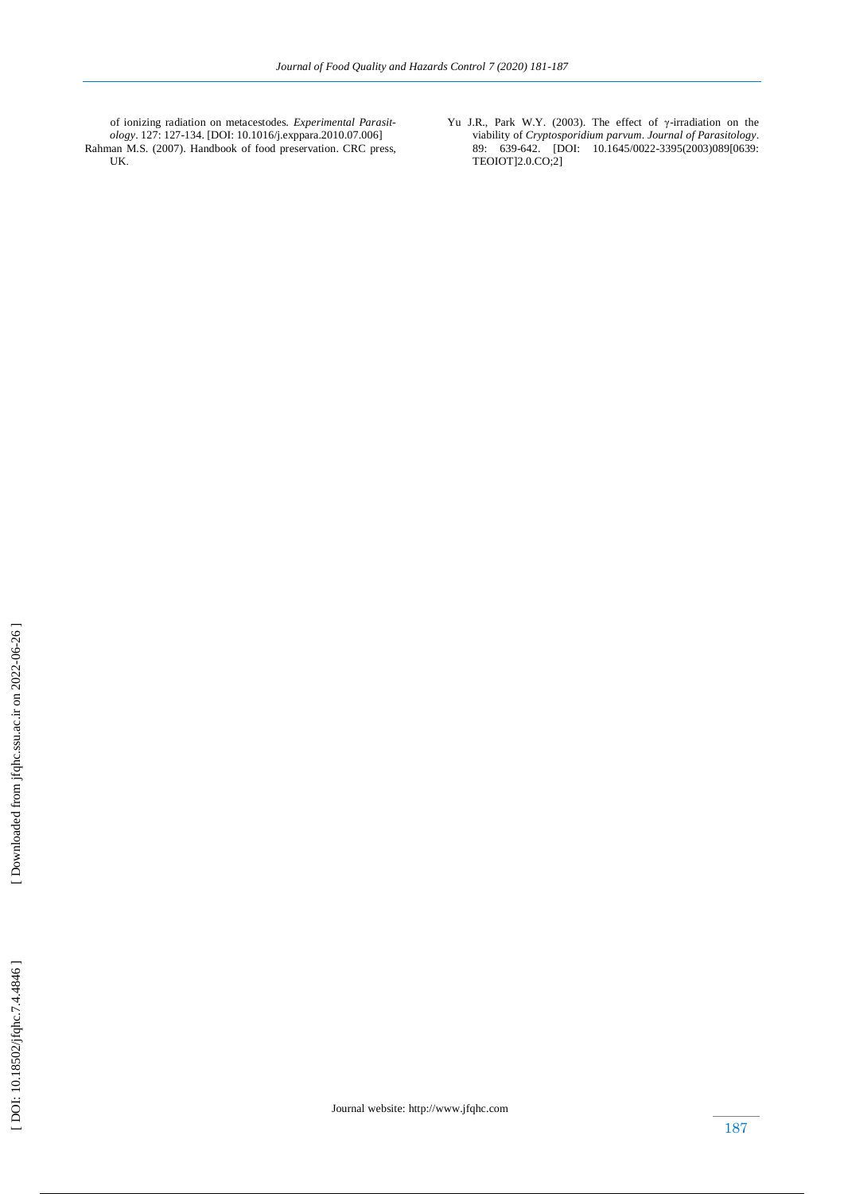of ionizing radiation on metacestodes. *Experimental Parasitology*. 127: 127-134. [DOI: 10.1016/j.exppara.2010.07.006]

Rahman M.S. (2007). Handbook of food preservation. CRC press, UK.

Yu J.R., Park W.Y. (2003). The effect of γ-irradiation on the viability of *Cryptosporidium parvum*. *Journal of Parasitology*. 89: 639-642. [DOI: 10.1645/0022-3395(2003)089[0639:TEOIOT]2.0.CO;2]